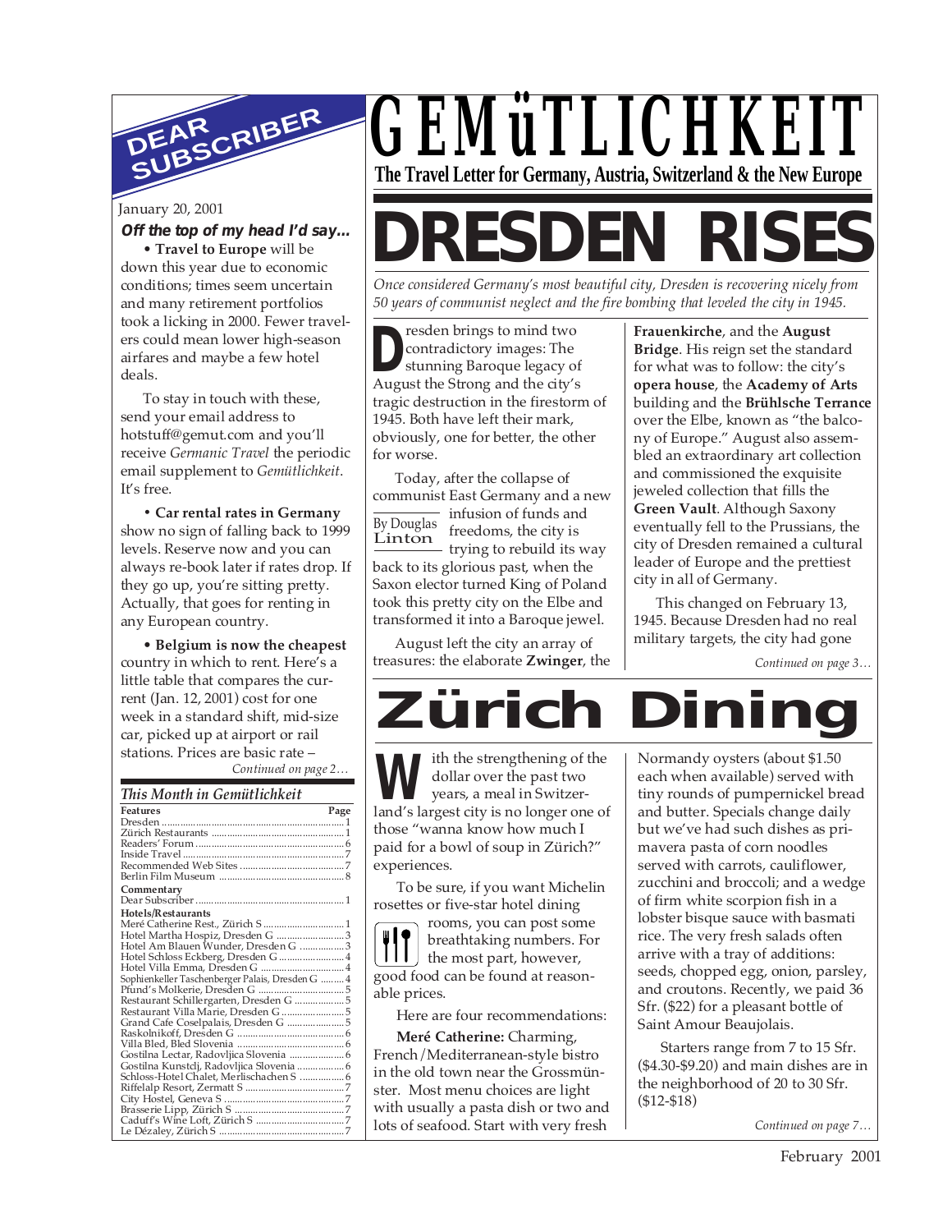# GEMüTLICHKEIT

**The Travel Letter for Germany, Austria, Switzerland & the New Europe**

# DEAR SUBSCRIBER

January 20, 2001

***Off the top of my head I'd say...***

• **Travel to Europe** will be down this year due to economic conditions; times seem uncertain and many retirement portfolios took a licking in 2000. Fewer travelers could mean lower high-season airfares and maybe a few hotel deals.

To stay in touch with these, send your email address to hotstuff@gemut.com and you'll receive *Germanic Travel* the periodic email supplement to *Gemütlichkeit*. It's free.

• **Car rental rates in Germany** show no sign of falling back to 1999 levels. Reserve now and you can always re-book later if rates drop. If they go up, you're sitting pretty. Actually, that goes for renting in any European country.

• **Belgium is now the cheapest** country in which to rent. Here's a little table that compares the current (Jan. 12, 2001) cost for one week in a standard shift, mid-size car, picked up at airport or rail stations. Prices are basic rate –

*Continued on page 2…*

### *This Month in Gemütlichkeit*

| Features | Page |
|---|---|
| Dresden | 1 |
| Zürich Restaurants | 1 |
| Readers' Forum | 6 |
| Inside Travel | 7 |
| Recommended Web Sites | 7 |
| Berlin Film Museum | 8 |
| **Commentary** | |
| Dear Subscriber | 1 |
| **Hotels/Restaurants** | |
| Meré Catherine Rest., Zürich S | 1 |
| Hotel Martha Hospiz, Dresden G | 3 |
| Hotel Am Blauen Wunder, Dresden G | 3 |
| Hotel Schloss Eckberg, Dresden G | 4 |
| Hotel Villa Emma, Dresden G | 4 |
| Sophienkeller Taschenberger Palais, Dresden G | 4 |
| Pfund's Molkerie, Dresden G | 5 |
| Restaurant Schillergarten, Dresden G | 5 |
| Restaurant Villa Marie, Dresden G | 5 |
| Grand Cafe Coselpalais, Dresden G | 5 |
| Raskolnikoff, Dresden G | 6 |
| Villa Bled, Bled Slovenia | 6 |
| Gostilna Lectar, Radovljica Slovenia | 6 |
| Gostilna Kunstclj, Radovljica Slovenia | 6 |
| Schloss-Hotel Chalet, Merlischachen S | 6 |
| Riffelalp Resort, Zermatt S | 7 |
| City Hostel, Geneva S | 7 |
| Brasserie Lipp, Zürich S | 7 |
| Caduff's Wine Loft, Zürich S | 7 |
| Le Dézaley, Zürich S | 7 |

# DRESDEN RISES

*Once considered Germany's most beautiful city, Dresden is recovering nicely from 50 years of communist neglect and the fire bombing that leveled the city in 1945.*

By Douglas Linton

Dresden brings to mind two contradictory images: The stunning Baroque legacy of August the Strong and the city's tragic destruction in the firestorm of 1945. Both have left their mark, obviously, one for better, the other for worse.

Today, after the collapse of communist East Germany and a new infusion of funds and freedoms, the city is trying to rebuild its way back to its glorious past, when the Saxon elector turned King of Poland took this pretty city on the Elbe and transformed it into a Baroque jewel.

August left the city an array of treasures: the elaborate **Zwinger**, the **Frauenkirche**, and the **August Bridge**. His reign set the standard for what was to follow: the city's **opera house**, the **Academy of Arts** building and the **Brühlsche Terrance** over the Elbe, known as "the balcony of Europe." August also assembled an extraordinary art collection and commissioned the exquisite jeweled collection that fills the **Green Vault**. Although Saxony eventually fell to the Prussians, the city of Dresden remained a cultural leader of Europe and the prettiest city in all of Germany.

This changed on February 13, 1945. Because Dresden had no real military targets, the city had gone

*Continued on page 3…*

# Zürich Dining

With the strengthening of the dollar over the past two years, a meal in Switzerland's largest city is no longer one of those "wanna know how much I paid for a bowl of soup in Zürich?" experiences.

To be sure, if you want Michelin rosettes or five-star hotel dining rooms, you can post some breathtaking numbers. For the most part, however, good food can be found at reasonable prices.

Here are four recommendations:

**Meré Catherine:** Charming, French/Mediterranean-style bistro in the old town near the Grossmünster. Most menu choices are light with usually a pasta dish or two and lots of seafood. Start with very fresh Normandy oysters (about $1.50 each when available) served with tiny rounds of pumpernickel bread and butter. Specials change daily but we've had such dishes as primavera pasta of corn noodles served with carrots, cauliflower, zucchini and broccoli; and a wedge of firm white scorpion fish in a lobster bisque sauce with basmati rice. The very fresh salads often arrive with a tray of additions: seeds, chopped egg, onion, parsley, and croutons. Recently, we paid 36 Sfr. ($22) for a pleasant bottle of Saint Amour Beaujolais.

Starters range from 7 to 15 Sfr. ($4.30-$9.20) and main dishes are in the neighborhood of 20 to 30 Sfr. ($12-$18)

*Continued on page 7…*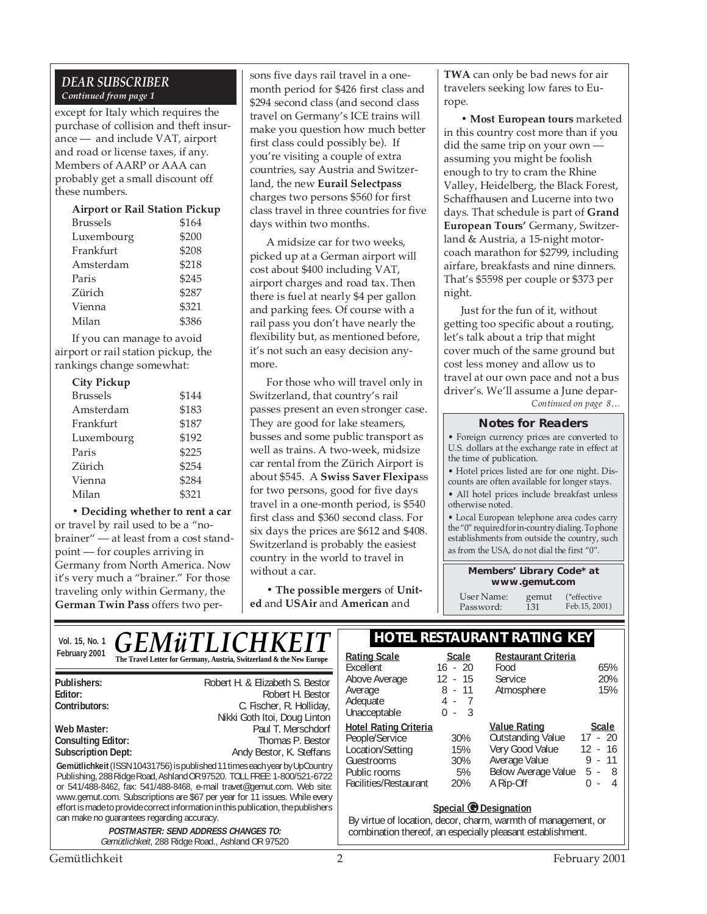## DEAR SUBSCRIBER

*Continued from page 1*

except for Italy which requires the purchase of collision and theft insurance — and include VAT, airport and road or license taxes, if any. Members of AARP or AAA can probably get a small discount off these numbers.

| Airport or Rail Station Pickup | |
|---|---|
| Brussels | $164 |
| Luxembourg | $200 |
| Frankfurt | $208 |
| Amsterdam | $218 |
| Paris | $245 |
| Zürich | $287 |
| Vienna | $321 |
| Milan | $386 |

If you can manage to avoid airport or rail station pickup, the rankings change somewhat:

| City Pickup | |
|---|---|
| Brussels | $144 |
| Amsterdam | $183 |
| Frankfurt | $187 |
| Luxembourg | $192 |
| Paris | $225 |
| Zürich | $254 |
| Vienna | $284 |
| Milan | $321 |

• **Deciding whether to rent a car** or travel by rail used to be a "no-brainer" — at least from a cost standpoint — for couples arriving in Germany from North America. Now it's very much a "brainer." For those traveling only within Germany, the **German Twin Pass** offers two persons five days rail travel in a one-month period for $426 first class and $294 second class (and second class travel on Germany's ICE trains will make you question how much better first class could possibly be). If you're visiting a couple of extra countries, say Austria and Switzerland, the new **Eurail Selectpass** charges two persons $560 for first class travel in three countries for five days within two months.

A midsize car for two weeks, picked up at a German airport will cost about $400 including VAT, airport charges and road tax. Then there is fuel at nearly $4 per gallon and parking fees. Of course with a rail pass you don't have nearly the flexibility but, as mentioned before, it's not such an easy decision anymore.

For those who will travel only in Switzerland, that country's rail passes present an even stronger case. They are good for lake steamers, busses and some public transport as well as trains. A two-week, midsize car rental from the Zürich Airport is about $545. A **Swiss Saver Flexipass** for two persons, good for five days travel in a one-month period, is $540 first class and $360 second class. For six days the prices are $612 and $408. Switzerland is probably the easiest country in the world to travel in without a car.

• **The possible mergers** of **United** and **USAir** and **American** and **TWA** can only be bad news for air travelers seeking low fares to Europe.

• **Most European tours** marketed in this country cost more than if you did the same trip on your own — assuming you might be foolish enough to try to cram the Rhine Valley, Heidelberg, the Black Forest, Schaffhausen and Lucerne into two days. That schedule is part of **Grand European Tours'** Germany, Switzerland & Austria, a 15-night motorcoach marathon for $2799, including airfare, breakfasts and nine dinners. That's $5598 per couple or $373 per night.

Just for the fun of it, without getting too specific about a routing, let's talk about a trip that might cover much of the same ground but cost less money and allow us to travel at our own pace and not a bus driver's. We'll assume a June depar-

*Continued on page 8…*

### Notes for Readers

- Foreign currency prices are converted to U.S. dollars at the exchange rate in effect at the time of publication.
- Hotel prices listed are for one night. Discounts are often available for longer stays.
- All hotel prices include breakfast unless otherwise noted.
- Local European telephone area codes carry the "0" required for in-country dialing. To phone establishments from outside the country, such as from the USA, do not dial the first "0".

**Members' Library Code\* at www.gemut.com**

User Name: gemut
Password: 131
(\*effective Feb.15, 2001)

---

**Vol. 15, No. 1**
**February 2001**

# GEMüTLICHKEIT

**The Travel Letter for Germany, Austria, Switzerland & the New Europe**

| | |
|---|---|
| **Publishers:** | Robert H. & Elizabeth S. Bestor |
| **Editor:** | Robert H. Bestor |
| **Contributors:** | C. Fischer, R. Holliday, Nikki Goth Itoi, Doug Linton |
| **Web Master:** | Paul T. Merschdorf |
| **Consulting Editor:** | Thomas P. Bestor |
| **Subscription Dept:** | Andy Bestor, K. Steffans |

**Gemütlichkeit** (ISSN 10431756) is published 11 times each year by UpCountry Publishing, 288 Ridge Road, Ashland OR 97520. TOLL FREE: 1-800/521-6722 or 541/488-8462, fax: 541/488-8468, e-mail travet@gemut.com. Web site: www.gemut.com. Subscriptions are $67 per year for 11 issues. While every effort is made to provide correct information in this publication, the publishers can make no guarantees regarding accuracy.

***POSTMASTER: SEND ADDRESS CHANGES TO:***
*Gemütlichkeit*, 288 Ridge Road., Ashland OR 97520

## HOTEL RESTAURANT RATING KEY

| Rating Scale | Scale |
|---|---|
| Excellent | 16 - 20 |
| Above Average | 12 - 15 |
| Average | 8 - 11 |
| Adequate | 4 - 7 |
| Unacceptable | 0 - 3 |

| Restaurant Criteria | |
|---|---|
| Food | 65% |
| Service | 20% |
| Atmosphere | 15% |

| Hotel Rating Criteria | |
|---|---|
| People/Service | 30% |
| Location/Setting | 15% |
| Guestrooms | 30% |
| Public rooms | 5% |
| Facilities/Restaurant | 20% |

| Value Rating | Scale |
|---|---|
| Outstanding Value | 17 - 20 |
| Very Good Value | 12 - 16 |
| Average Value | 9 - 11 |
| Below Average Value | 5 - 8 |
| A Rip-Off | 0 - 4 |

**Special G Designation**

By virtue of location, decor, charm, warmth of management, or combination thereof, an especially pleasant establishment.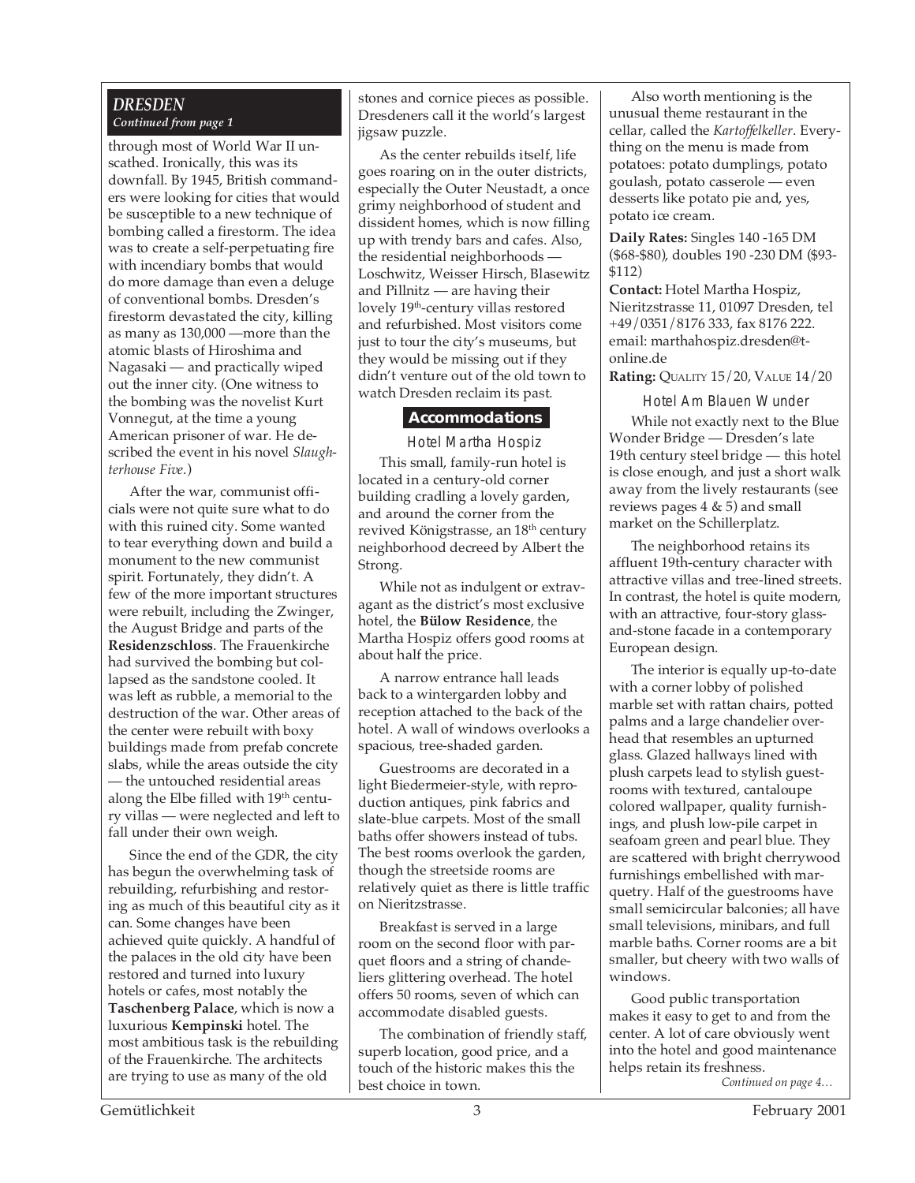## *DRESDEN*

*Continued from page 1*

through most of World War II unscathed. Ironically, this was its downfall. By 1945, British commanders were looking for cities that would be susceptible to a new technique of bombing called a firestorm. The idea was to create a self-perpetuating fire with incendiary bombs that would do more damage than even a deluge of conventional bombs. Dresden's firestorm devastated the city, killing as many as 130,000 —more than the atomic blasts of Hiroshima and Nagasaki — and practically wiped out the inner city. (One witness to the bombing was the novelist Kurt Vonnegut, at the time a young American prisoner of war. He described the event in his novel *Slaughterhouse Five*.)

After the war, communist officials were not quite sure what to do with this ruined city. Some wanted to tear everything down and build a monument to the new communist spirit. Fortunately, they didn't. A few of the more important structures were rebuilt, including the Zwinger, the August Bridge and parts of the **Residenzschloss**. The Frauenkirche had survived the bombing but collapsed as the sandstone cooled. It was left as rubble, a memorial to the destruction of the war. Other areas of the center were rebuilt with boxy buildings made from prefab concrete slabs, while the areas outside the city — the untouched residential areas along the Elbe filled with 19th century villas — were neglected and left to fall under their own weigh.

Since the end of the GDR, the city has begun the overwhelming task of rebuilding, refurbishing and restoring as much of this beautiful city as it can. Some changes have been achieved quite quickly. A handful of the palaces in the old city have been restored and turned into luxury hotels or cafes, most notably the **Taschenberg Palace**, which is now a luxurious **Kempinski** hotel. The most ambitious task is the rebuilding of the Frauenkirche. The architects are trying to use as many of the old stones and cornice pieces as possible. Dresdeners call it the world's largest jigsaw puzzle.

As the center rebuilds itself, life goes roaring on in the outer districts, especially the Outer Neustadt, a once grimy neighborhood of student and dissident homes, which is now filling up with trendy bars and cafes. Also, the residential neighborhoods — Loschwitz, Weisser Hirsch, Blasewitz and Pillnitz — are having their lovely 19th-century villas restored and refurbished. Most visitors come just to tour the city's museums, but they would be missing out if they didn't venture out of the old town to watch Dresden reclaim its past.

## Accommodations

### Hotel Martha Hospiz

This small, family-run hotel is located in a century-old corner building cradling a lovely garden, and around the corner from the revived Königstrasse, an 18th century neighborhood decreed by Albert the Strong.

While not as indulgent or extravagant as the district's most exclusive hotel, the **Bülow Residence**, the Martha Hospiz offers good rooms at about half the price.

A narrow entrance hall leads back to a wintergarden lobby and reception attached to the back of the hotel. A wall of windows overlooks a spacious, tree-shaded garden.

Guestrooms are decorated in a light Biedermeier-style, with reproduction antiques, pink fabrics and slate-blue carpets. Most of the small baths offer showers instead of tubs. The best rooms overlook the garden, though the streetside rooms are relatively quiet as there is little traffic on Nieritzstrasse.

Breakfast is served in a large room on the second floor with parquet floors and a string of chandeliers glittering overhead. The hotel offers 50 rooms, seven of which can accommodate disabled guests.

The combination of friendly staff, superb location, good price, and a touch of the historic makes this the best choice in town.

Also worth mentioning is the unusual theme restaurant in the cellar, called the *Kartoffelkeller*. Everything on the menu is made from potatoes: potato dumplings, potato goulash, potato casserole — even desserts like potato pie and, yes, potato ice cream.

**Daily Rates:** Singles 140 -165 DM ($68-$80), doubles 190 -230 DM ($93-$112)

**Contact:** Hotel Martha Hospiz, Nieritzstrasse 11, 01097 Dresden, tel +49/0351/8176 333, fax 8176 222. email: marthahospiz.dresden@t-online.de

**Rating:** QUALITY 15/20, VALUE 14/20

### Hotel Am Blauen Wunder

While not exactly next to the Blue Wonder Bridge — Dresden's late 19th century steel bridge — this hotel is close enough, and just a short walk away from the lively restaurants (see reviews pages 4 & 5) and small market on the Schillerplatz.

The neighborhood retains its affluent 19th-century character with attractive villas and tree-lined streets. In contrast, the hotel is quite modern, with an attractive, four-story glass-and-stone facade in a contemporary European design.

The interior is equally up-to-date with a corner lobby of polished marble set with rattan chairs, potted palms and a large chandelier overhead that resembles an upturned glass. Glazed hallways lined with plush carpets lead to stylish guestrooms with textured, cantaloupe colored wallpaper, quality furnishings, and plush low-pile carpet in seafoam green and pearl blue. They are scattered with bright cherrywood furnishings embellished with marquetry. Half of the guestrooms have small semicircular balconies; all have small televisions, minibars, and full marble baths. Corner rooms are a bit smaller, but cheery with two walls of windows.

Good public transportation makes it easy to get to and from the center. A lot of care obviously went into the hotel and good maintenance helps retain its freshness.

*Continued on page 4…*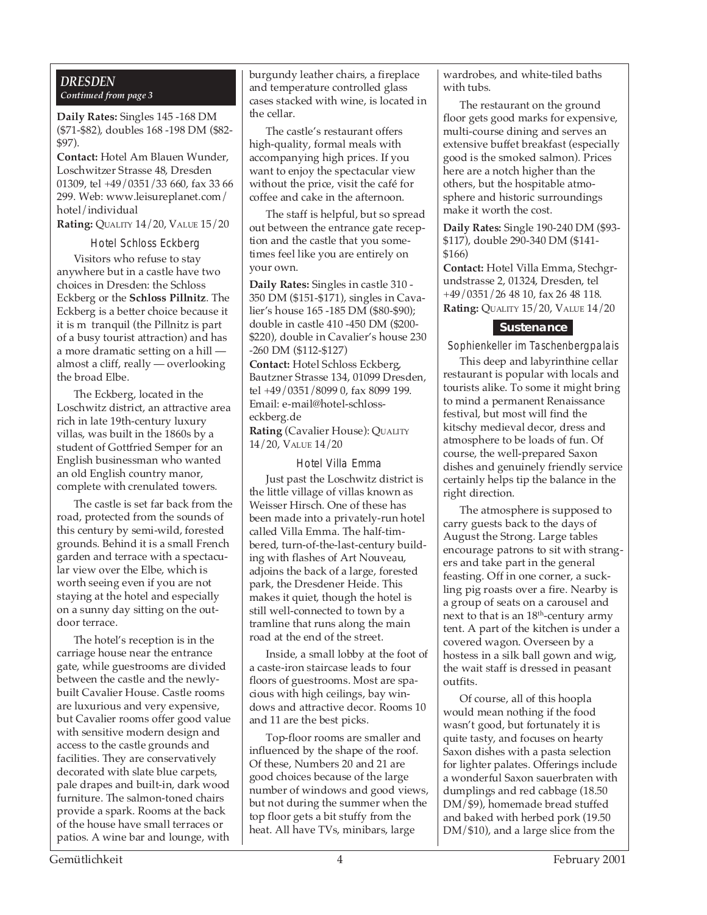## DRESDEN

*Continued from page 3*

**Daily Rates:** Singles 145 -168 DM ($71-$82), doubles 168 -198 DM ($82-$97).

**Contact:** Hotel Am Blauen Wunder, Loschwitzer Strasse 48, Dresden 01309, tel +49/0351/33 660, fax 33 66 299. Web: www.leisureplanet.com/hotel/individual

**Rating:** QUALITY 14/20, VALUE 15/20

### Hotel Schloss Eckberg

Visitors who refuse to stay anywhere but in a castle have two choices in Dresden: the Schloss Eckberg or the **Schloss Pillnitz**. The Eckberg is a better choice because it it is m tranquil (the Pillnitz is part of a busy tourist attraction) and has a more dramatic setting on a hill — almost a cliff, really — overlooking the broad Elbe.

The Eckberg, located in the Loschwitz district, an attractive area rich in late 19th-century luxury villas, was built in the 1860s by a student of Gottfried Semper for an English businessman who wanted an old English country manor, complete with crenulated towers.

The castle is set far back from the road, protected from the sounds of this century by semi-wild, forested grounds. Behind it is a small French garden and terrace with a spectacular view over the Elbe, which is worth seeing even if you are not staying at the hotel and especially on a sunny day sitting on the outdoor terrace.

The hotel's reception is in the carriage house near the entrance gate, while guestrooms are divided between the castle and the newly-built Cavalier House. Castle rooms are luxurious and very expensive, but Cavalier rooms offer good value with sensitive modern design and access to the castle grounds and facilities. They are conservatively decorated with slate blue carpets, pale drapes and built-in, dark wood furniture. The salmon-toned chairs provide a spark. Rooms at the back of the house have small terraces or patios. A wine bar and lounge, with burgundy leather chairs, a fireplace and temperature controlled glass cases stacked with wine, is located in the cellar.

The castle's restaurant offers high-quality, formal meals with accompanying high prices. If you want to enjoy the spectacular view without the price, visit the café for coffee and cake in the afternoon.

The staff is helpful, but so spread out between the entrance gate reception and the castle that you sometimes feel like you are entirely on your own.

**Daily Rates:** Singles in castle 310 -350 DM ($151-$171), singles in Cavalier's house 165 -185 DM ($80-$90); double in castle 410 -450 DM ($200-$220), double in Cavalier's house 230 -260 DM ($112-$127)

**Contact:** Hotel Schloss Eckberg, Bautzner Strasse 134, 01099 Dresden, tel +49/0351/8099 0, fax 8099 199. Email: e-mail@hotel-schloss-eckberg.de

**Rating** (Cavalier House): QUALITY 14/20, VALUE 14/20

### Hotel Villa Emma

Just past the Loschwitz district is the little village of villas known as Weisser Hirsch. One of these has been made into a privately-run hotel called Villa Emma. The half-timbered, turn-of-the-last-century building with flashes of Art Nouveau, adjoins the back of a large, forested park, the Dresdener Heide. This makes it quiet, though the hotel is still well-connected to town by a tramline that runs along the main road at the end of the street.

Inside, a small lobby at the foot of a caste-iron staircase leads to four floors of guestrooms. Most are spacious with high ceilings, bay windows and attractive decor. Rooms 10 and 11 are the best picks.

Top-floor rooms are smaller and influenced by the shape of the roof. Of these, Numbers 20 and 21 are good choices because of the large number of windows and good views, but not during the summer when the top floor gets a bit stuffy from the heat. All have TVs, minibars, large wardrobes, and white-tiled baths with tubs.

The restaurant on the ground floor gets good marks for expensive, multi-course dining and serves an extensive buffet breakfast (especially good is the smoked salmon). Prices here are a notch higher than the others, but the hospitable atmosphere and historic surroundings make it worth the cost.

**Daily Rates:** Single 190-240 DM ($93-$117), double 290-340 DM ($141-$166)

**Contact:** Hotel Villa Emma, Stechgrundstrasse 2, 01324, Dresden, tel +49/0351/26 48 10, fax 26 48 118.

**Rating:** QUALITY 15/20, VALUE 14/20

## Sustenance

### Sophienkeller im Taschenbergpalais

This deep and labyrinthine cellar restaurant is popular with locals and tourists alike. To some it might bring to mind a permanent Renaissance festival, but most will find the kitschy medieval decor, dress and atmosphere to be loads of fun. Of course, the well-prepared Saxon dishes and genuinely friendly service certainly helps tip the balance in the right direction.

The atmosphere is supposed to carry guests back to the days of August the Strong. Large tables encourage patrons to sit with strangers and take part in the general feasting. Off in one corner, a suckling pig roasts over a fire. Nearby is a group of seats on a carousel and next to that is an 18th-century army tent. A part of the kitchen is under a covered wagon. Overseen by a hostess in a silk ball gown and wig, the wait staff is dressed in peasant outfits.

Of course, all of this hoopla would mean nothing if the food wasn't good, but fortunately it is quite tasty, and focuses on hearty Saxon dishes with a pasta selection for lighter palates. Offerings include a wonderful Saxon sauerbraten with dumplings and red cabbage (18.50 DM/$9), homemade bread stuffed and baked with herbed pork (19.50 DM/$10), and a large slice from the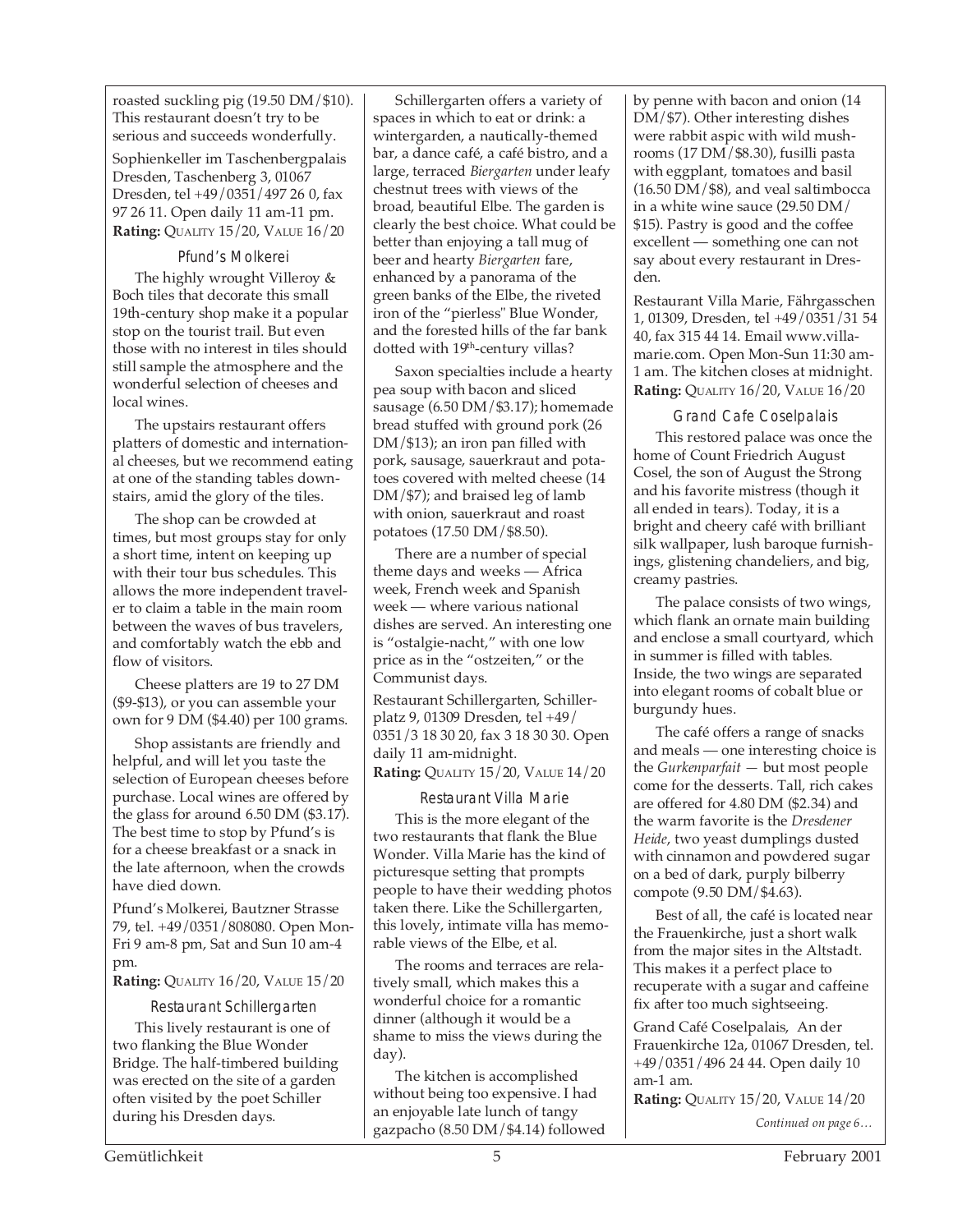roasted suckling pig (19.50 DM/$10). This restaurant doesn't try to be serious and succeeds wonderfully.

Sophienkeller im Taschenbergpalais Dresden, Taschenberg 3, 01067 Dresden, tel +49/0351/497 26 0, fax 97 26 11. Open daily 11 am-11 pm.
**Rating:** QUALITY 15/20, VALUE 16/20

### Pfund's Molkerei

The highly wrought Villeroy & Boch tiles that decorate this small 19th-century shop make it a popular stop on the tourist trail. But even those with no interest in tiles should still sample the atmosphere and the wonderful selection of cheeses and local wines.

The upstairs restaurant offers platters of domestic and international cheeses, but we recommend eating at one of the standing tables downstairs, amid the glory of the tiles.

The shop can be crowded at times, but most groups stay for only a short time, intent on keeping up with their tour bus schedules. This allows the more independent traveler to claim a table in the main room between the waves of bus travelers, and comfortably watch the ebb and flow of visitors.

Cheese platters are 19 to 27 DM ($9-$13), or you can assemble your own for 9 DM ($4.40) per 100 grams.

Shop assistants are friendly and helpful, and will let you taste the selection of European cheeses before purchase. Local wines are offered by the glass for around 6.50 DM ($3.17). The best time to stop by Pfund's is for a cheese breakfast or a snack in the late afternoon, when the crowds have died down.

Pfund's Molkerei, Bautzner Strasse 79, tel. +49/0351/808080. Open Mon-Fri 9 am-8 pm, Sat and Sun 10 am-4 pm.
**Rating:** QUALITY 16/20, VALUE 15/20

### Restaurant Schillergarten

This lively restaurant is one of two flanking the Blue Wonder Bridge. The half-timbered building was erected on the site of a garden often visited by the poet Schiller during his Dresden days.

Schillergarten offers a variety of spaces in which to eat or drink: a wintergarden, a nautically-themed bar, a dance café, a café bistro, and a large, terraced *Biergarten* under leafy chestnut trees with views of the broad, beautiful Elbe. The garden is clearly the best choice. What could be better than enjoying a tall mug of beer and hearty *Biergarten* fare, enhanced by a panorama of the green banks of the Elbe, the riveted iron of the "pierless" Blue Wonder, and the forested hills of the far bank dotted with 19th-century villas?

Saxon specialties include a hearty pea soup with bacon and sliced sausage (6.50 DM/$3.17); homemade bread stuffed with ground pork (26 DM/$13); an iron pan filled with pork, sausage, sauerkraut and potatoes covered with melted cheese (14 DM/$7); and braised leg of lamb with onion, sauerkraut and roast potatoes (17.50 DM/$8.50).

There are a number of special theme days and weeks — Africa week, French week and Spanish week — where various national dishes are served. An interesting one is "ostalgie-nacht," with one low price as in the "ostzeiten," or the Communist days.

Restaurant Schillergarten, Schillerplatz 9, 01309 Dresden, tel +49/0351/3 18 30 20, fax 3 18 30 30. Open daily 11 am-midnight.
**Rating:** QUALITY 15/20, VALUE 14/20

### Restaurant Villa Marie

This is the more elegant of the two restaurants that flank the Blue Wonder. Villa Marie has the kind of picturesque setting that prompts people to have their wedding photos taken there. Like the Schillergarten, this lovely, intimate villa has memorable views of the Elbe, et al.

The rooms and terraces are relatively small, which makes this a wonderful choice for a romantic dinner (although it would be a shame to miss the views during the day).

The kitchen is accomplished without being too expensive. I had an enjoyable late lunch of tangy gazpacho (8.50 DM/$4.14) followed by penne with bacon and onion (14 DM/$7). Other interesting dishes were rabbit aspic with wild mushrooms (17 DM/$8.30), fusilli pasta with eggplant, tomatoes and basil (16.50 DM/$8), and veal saltimbocca in a white wine sauce (29.50 DM/$15). Pastry is good and the coffee excellent — something one can not say about every restaurant in Dresden.

Restaurant Villa Marie, Fährgasschen 1, 01309, Dresden, tel +49/0351/31 54 40, fax 315 44 14. Email www.villa-marie.com. Open Mon-Sun 11:30 am-1 am. The kitchen closes at midnight.
**Rating:** QUALITY 16/20, VALUE 16/20

### Grand Cafe Coselpalais

This restored palace was once the home of Count Friedrich August Cosel, the son of August the Strong and his favorite mistress (though it all ended in tears). Today, it is a bright and cheery café with brilliant silk wallpaper, lush baroque furnishings, glistening chandeliers, and big, creamy pastries.

The palace consists of two wings, which flank an ornate main building and enclose a small courtyard, which in summer is filled with tables. Inside, the two wings are separated into elegant rooms of cobalt blue or burgundy hues.

The café offers a range of snacks and meals — one interesting choice is the *Gurkenparfait* — but most people come for the desserts. Tall, rich cakes are offered for 4.80 DM ($2.34) and the warm favorite is the *Dresdener Heide*, two yeast dumplings dusted with cinnamon and powdered sugar on a bed of dark, purply bilberry compote (9.50 DM/$4.63).

Best of all, the café is located near the Frauenkirche, just a short walk from the major sites in the Altstadt. This makes it a perfect place to recuperate with a sugar and caffeine fix after too much sightseeing.

Grand Café Coselpalais, An der Frauenkirche 12a, 01067 Dresden, tel. +49/0351/496 24 44. Open daily 10 am-1 am.
**Rating:** QUALITY 15/20, VALUE 14/20

*Continued on page 6…*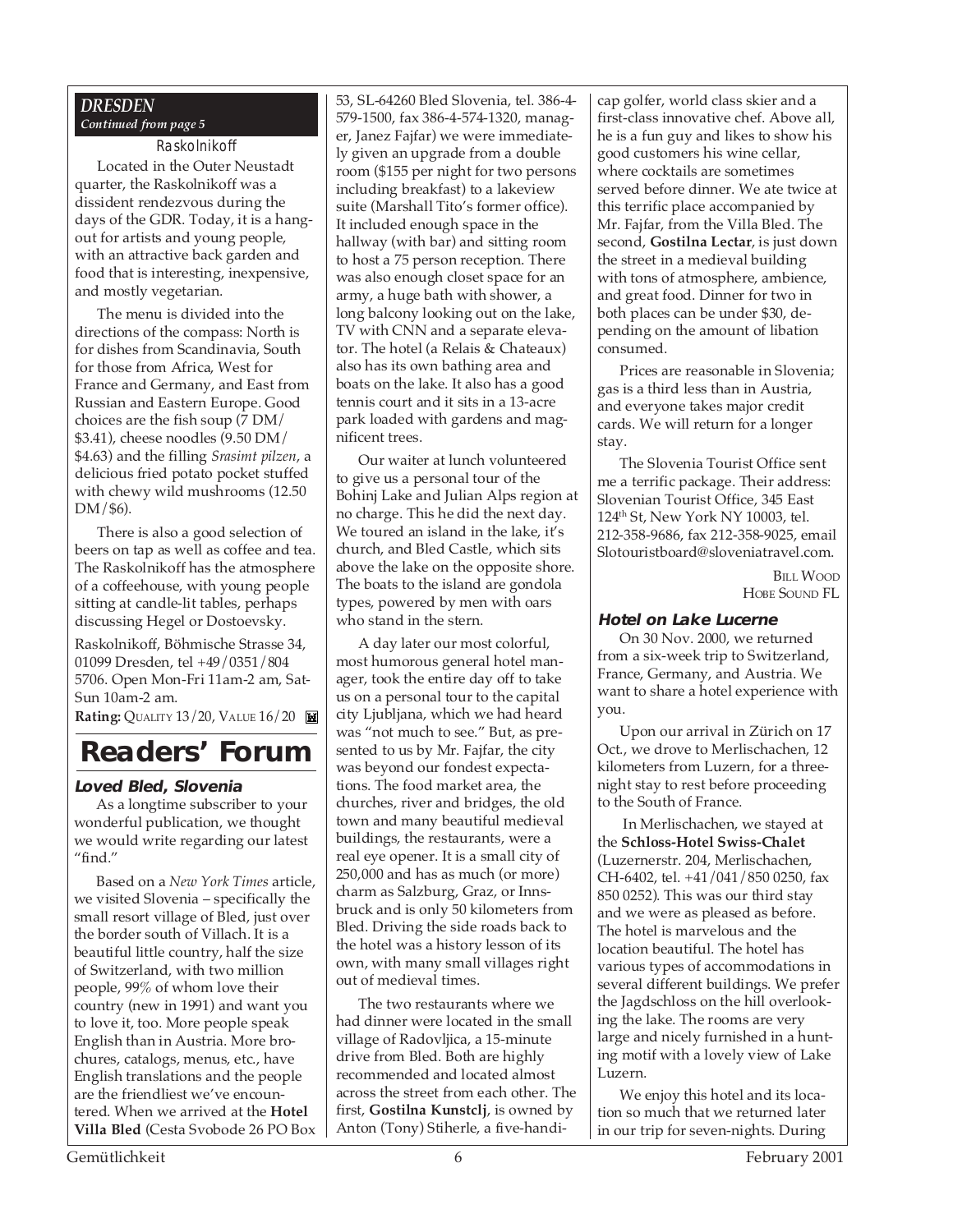## DRESDEN

*Continued from page 5*

### Raskolnikoff

Located in the Outer Neustadt quarter, the Raskolnikoff was a dissident rendezvous during the days of the GDR. Today, it is a hangout for artists and young people, with an attractive back garden and food that is interesting, inexpensive, and mostly vegetarian.

The menu is divided into the directions of the compass: North is for dishes from Scandinavia, South for those from Africa, West for France and Germany, and East from Russian and Eastern Europe. Good choices are the fish soup (7 DM/ $3.41), cheese noodles (9.50 DM/ $4.63) and the filling *Srasimt pilzen*, a delicious fried potato pocket stuffed with chewy wild mushrooms (12.50 DM/$6).

There is also a good selection of beers on tap as well as coffee and tea. The Raskolnikoff has the atmosphere of a coffeehouse, with young people sitting at candle-lit tables, perhaps discussing Hegel or Dostoevsky.

Raskolnikoff, Böhmische Strasse 34, 01099 Dresden, tel +49/0351/804 5706. Open Mon-Fri 11am-2 am, Sat-Sun 10am-2 am.

**Rating:** QUALITY 13/20, VALUE 16/20

# Readers' Forum

### Loved Bled, Slovenia

As a longtime subscriber to your wonderful publication, we thought we would write regarding our latest "find."

Based on a *New York Times* article, we visited Slovenia – specifically the small resort village of Bled, just over the border south of Villach. It is a beautiful little country, half the size of Switzerland, with two million people, 99% of whom love their country (new in 1991) and want you to love it, too. More people speak English than in Austria. More brochures, catalogs, menus, etc., have English translations and the people are the friendliest we've encountered. When we arrived at the **Hotel Villa Bled** (Cesta Svobode 26 PO Box 53, SL-64260 Bled Slovenia, tel. 386-4-579-1500, fax 386-4-574-1320, manager, Janez Fajfar) we were immediately given an upgrade from a double room ($155 per night for two persons including breakfast) to a lakeview suite (Marshall Tito's former office). It included enough space in the hallway (with bar) and sitting room to host a 75 person reception. There was also enough closet space for an army, a huge bath with shower, a long balcony looking out on the lake, TV with CNN and a separate elevator. The hotel (a Relais & Chateaux) also has its own bathing area and boats on the lake. It also has a good tennis court and it sits in a 13-acre park loaded with gardens and magnificent trees.

Our waiter at lunch volunteered to give us a personal tour of the Bohinj Lake and Julian Alps region at no charge. This he did the next day. We toured an island in the lake, it's church, and Bled Castle, which sits above the lake on the opposite shore. The boats to the island are gondola types, powered by men with oars who stand in the stern.

A day later our most colorful, most humorous general hotel manager, took the entire day off to take us on a personal tour to the capital city Ljubljana, which we had heard was "not much to see." But, as presented to us by Mr. Fajfar, the city was beyond our fondest expectations. The food market area, the churches, river and bridges, the old town and many beautiful medieval buildings, the restaurants, were a real eye opener. It is a small city of 250,000 and has as much (or more) charm as Salzburg, Graz, or Innsbruck and is only 50 kilometers from Bled. Driving the side roads back to the hotel was a history lesson of its own, with many small villages right out of medieval times.

The two restaurants where we had dinner were located in the small village of Radovljica, a 15-minute drive from Bled. Both are highly recommended and located almost across the street from each other. The first, **Gostilna Kunstclj**, is owned by Anton (Tony) Stiherle, a five-handicap golfer, world class skier and a first-class innovative chef. Above all, he is a fun guy and likes to show his good customers his wine cellar, where cocktails are sometimes served before dinner. We ate twice at this terrific place accompanied by Mr. Fajfar, from the Villa Bled. The second, **Gostilna Lectar**, is just down the street in a medieval building with tons of atmosphere, ambience, and great food. Dinner for two in both places can be under $30, depending on the amount of libation consumed.

Prices are reasonable in Slovenia; gas is a third less than in Austria, and everyone takes major credit cards. We will return for a longer stay.

The Slovenia Tourist Office sent me a terrific package. Their address: Slovenian Tourist Office, 345 East 124th St, New York NY 10003, tel. 212-358-9686, fax 212-358-9025, email Slotouristboard@sloveniatravel.com.

BILL WOOD
HOBE SOUND FL

### Hotel on Lake Lucerne

On 30 Nov. 2000, we returned from a six-week trip to Switzerland, France, Germany, and Austria. We want to share a hotel experience with you.

Upon our arrival in Zürich on 17 Oct., we drove to Merlischachen, 12 kilometers from Luzern, for a three-night stay to rest before proceeding to the South of France.

In Merlischachen, we stayed at the **Schloss-Hotel Swiss-Chalet** (Luzernerstr. 204, Merlischachen, CH-6402, tel. +41/041/850 0250, fax 850 0252). This was our third stay and we were as pleased as before. The hotel is marvelous and the location beautiful. The hotel has various types of accommodations in several different buildings. We prefer the Jagdschloss on the hill overlooking the lake. The rooms are very large and nicely furnished in a hunting motif with a lovely view of Lake Luzern.

We enjoy this hotel and its location so much that we returned later in our trip for seven-nights. During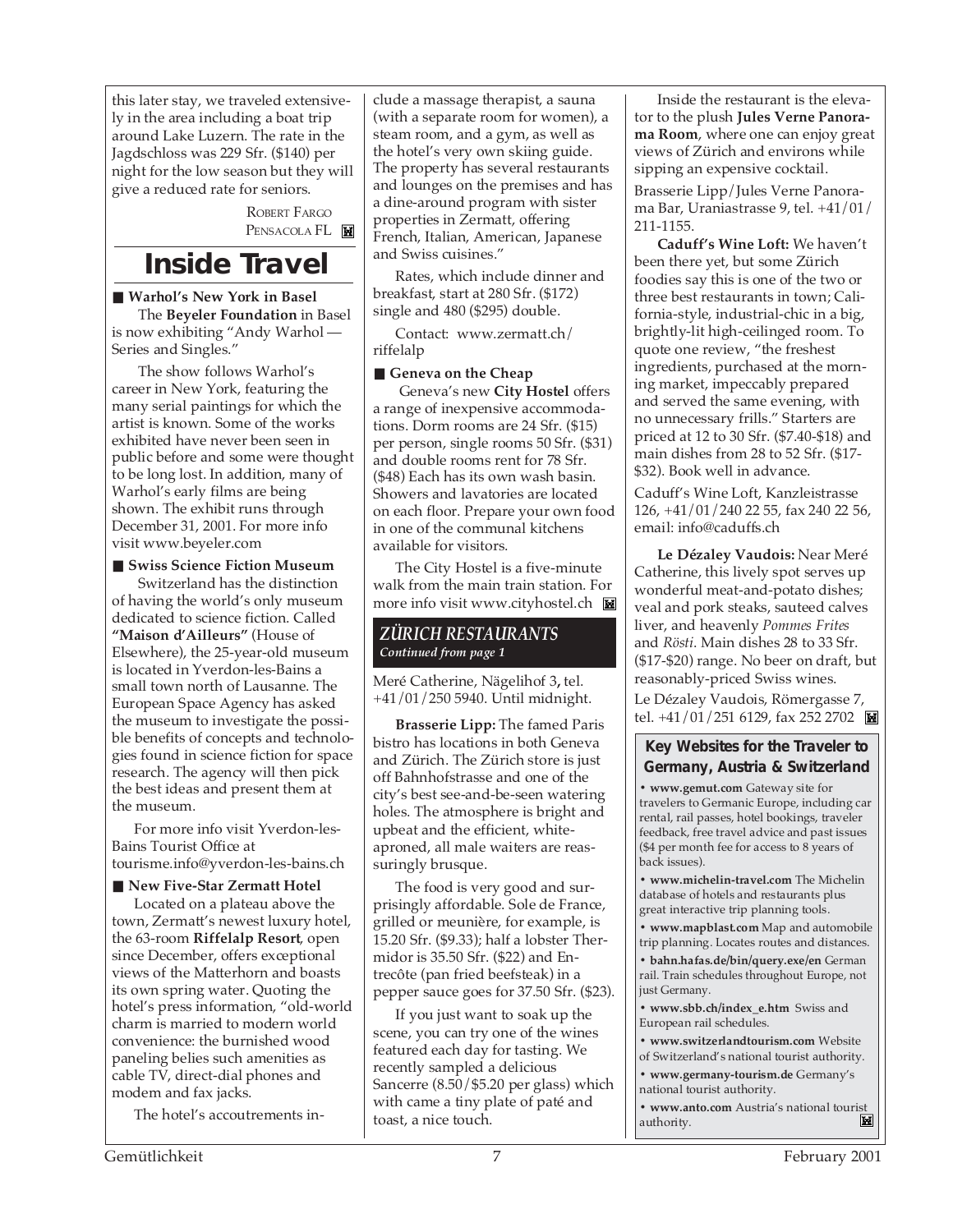this later stay, we traveled extensively in the area including a boat trip around Lake Luzern. The rate in the Jagdschloss was 229 Sfr. ($140) per night for the low season but they will give a reduced rate for seniors.

ROBERT FARGO
PENSACOLA FL

# Inside Travel

### ■ Warhol's New York in Basel

The **Beyeler Foundation** in Basel is now exhibiting "Andy Warhol — Series and Singles."

The show follows Warhol's career in New York, featuring the many serial paintings for which the artist is known. Some of the works exhibited have never been seen in public before and some were thought to be long lost. In addition, many of Warhol's early films are being shown. The exhibit runs through December 31, 2001. For more info visit www.beyeler.com

### ■ Swiss Science Fiction Museum

Switzerland has the distinction of having the world's only museum dedicated to science fiction. Called **"Maison d'Ailleurs"** (House of Elsewhere), the 25-year-old museum is located in Yverdon-les-Bains a small town north of Lausanne. The European Space Agency has asked the museum to investigate the possible benefits of concepts and technologies found in science fiction for space research. The agency will then pick the best ideas and present them at the museum.

For more info visit Yverdon-les-Bains Tourist Office at tourisme.info@yverdon-les-bains.ch

### ■ New Five-Star Zermatt Hotel

Located on a plateau above the town, Zermatt's newest luxury hotel, the 63-room **Riffelalp Resort**, open since December, offers exceptional views of the Matterhorn and boasts its own spring water. Quoting the hotel's press information, "old-world charm is married to modern world convenience: the burnished wood paneling belies such amenities as cable TV, direct-dial phones and modem and fax jacks.

The hotel's accoutrements include a massage therapist, a sauna (with a separate room for women), a steam room, and a gym, as well as the hotel's very own skiing guide. The property has several restaurants and lounges on the premises and has a dine-around program with sister properties in Zermatt, offering French, Italian, American, Japanese and Swiss cuisines."

Rates, which include dinner and breakfast, start at 280 Sfr. ($172) single and 480 ($295) double.

Contact: www.zermatt.ch/riffelalp

### ■ Geneva on the Cheap

Geneva's new **City Hostel** offers a range of inexpensive accommodations. Dorm rooms are 24 Sfr. ($15) per person, single rooms 50 Sfr. ($31) and double rooms rent for 78 Sfr. ($48) Each has its own wash basin. Showers and lavatories are located on each floor. Prepare your own food in one of the communal kitchens available for visitors.

The City Hostel is a five-minute walk from the main train station. For more info visit www.cityhostel.ch

## *ZÜRICH RESTAURANTS*

*Continued from page 1*

Meré Catherine, Nägelihof 3**,** tel. +41/01/250 5940. Until midnight.

**Brasserie Lipp:** The famed Paris bistro has locations in both Geneva and Zürich. The Zürich store is just off Bahnhofstrasse and one of the city's best see-and-be-seen watering holes. The atmosphere is bright and upbeat and the efficient, white-aproned, all male waiters are reassuringly brusque.

The food is very good and surprisingly affordable. Sole de France, grilled or meunière, for example, is 15.20 Sfr. ($9.33); half a lobster Thermidor is 35.50 Sfr. ($22) and Entrecôte (pan fried beefsteak) in a pepper sauce goes for 37.50 Sfr. ($23).

If you just want to soak up the scene, you can try one of the wines featured each day for tasting. We recently sampled a delicious Sancerre (8.50/$5.20 per glass) which with came a tiny plate of paté and toast, a nice touch.

Inside the restaurant is the elevator to the plush **Jules Verne Panorama Room**, where one can enjoy great views of Zürich and environs while sipping an expensive cocktail.

Brasserie Lipp/Jules Verne Panorama Bar, Uraniastrasse 9, tel. +41/01/211-1155.

**Caduff's Wine Loft:** We haven't been there yet, but some Zürich foodies say this is one of the two or three best restaurants in town; California-style, industrial-chic in a big, brightly-lit high-ceilinged room. To quote one review, "the freshest ingredients, purchased at the morning market, impeccably prepared and served the same evening, with no unnecessary frills." Starters are priced at 12 to 30 Sfr. ($7.40-$18) and main dishes from 28 to 52 Sfr. ($17-$32). Book well in advance.

Caduff's Wine Loft, Kanzleistrasse 126, +41/01/240 22 55, fax 240 22 56, email: info@caduffs.ch

**Le Dézaley Vaudois:** Near Meré Catherine, this lively spot serves up wonderful meat-and-potato dishes; veal and pork steaks, sauteed calves liver, and heavenly *Pommes Frites* and *Rösti*. Main dishes 28 to 33 Sfr. ($17-$20) range. No beer on draft, but reasonably-priced Swiss wines.

Le Dézaley Vaudois, Römergasse 7, tel. +41/01/251 6129, fax 252 2702

### Key Websites for the Traveler to Germany, Austria & Switzerland

- **www.gemut.com** Gateway site for travelers to Germanic Europe, including car rental, rail passes, hotel bookings, traveler feedback, free travel advice and past issues ($4 per month fee for access to 8 years of back issues).
- **www.michelin-travel.com** The Michelin database of hotels and restaurants plus great interactive trip planning tools.
- **www.mapblast.com** Map and automobile trip planning. Locates routes and distances.
- **bahn.hafas.de/bin/query.exe/en** German rail. Train schedules throughout Europe, not just Germany.
- **www.sbb.ch/index_e.htm** Swiss and European rail schedules.
- **www.switzerlandtourism.com** Website of Switzerland's national tourist authority.
- **www.germany-tourism.de** Germany's national tourist authority.
- **www.anto.com** Austria's national tourist authority.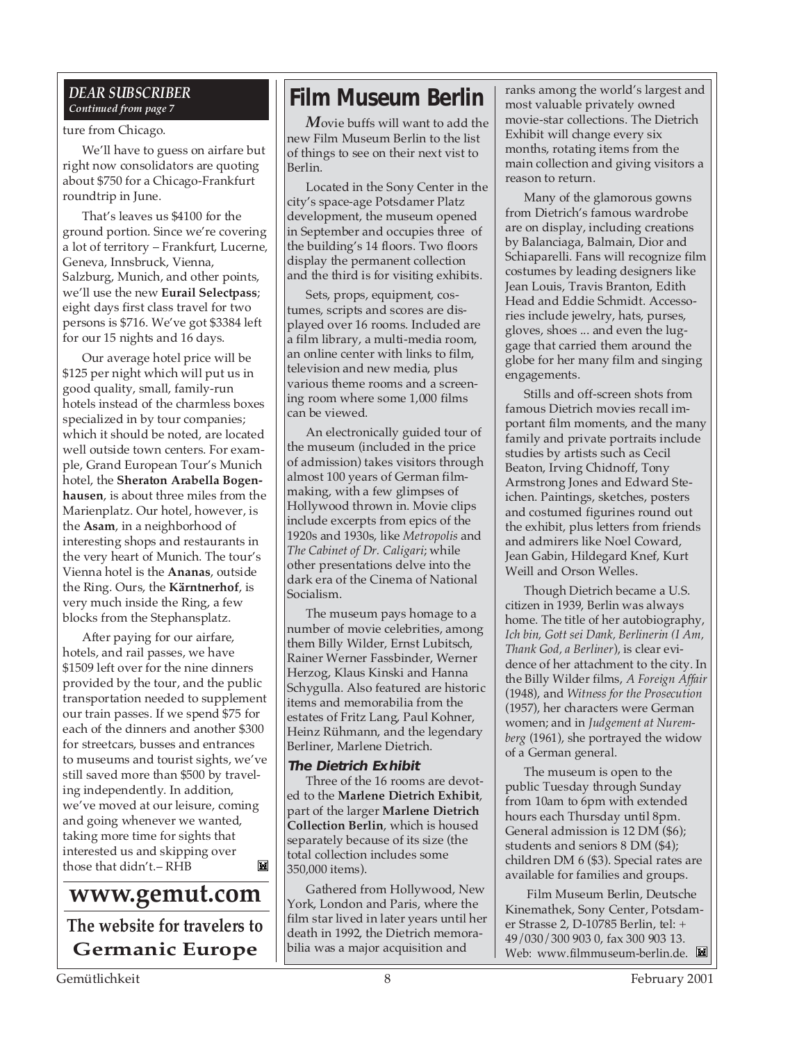*DEAR SUBSCRIBER*
*Continued from page 7*

ture from Chicago.

We'll have to guess on airfare but right now consolidators are quoting about $750 for a Chicago-Frankfurt roundtrip in June.

That's leaves us $4100 for the ground portion. Since we're covering a lot of territory – Frankfurt, Lucerne, Geneva, Innsbruck, Vienna, Salzburg, Munich, and other points, we'll use the new **Eurail Selectpass**; eight days first class travel for two persons is $716. We've got $3384 left for our 15 nights and 16 days.

Our average hotel price will be $125 per night which will put us in good quality, small, family-run hotels instead of the charmless boxes specialized in by tour companies; which it should be noted, are located well outside town centers. For example, Grand European Tour's Munich hotel, the **Sheraton Arabella Bogenhausen**, is about three miles from the Marienplatz. Our hotel, however, is the **Asam**, in a neighborhood of interesting shops and restaurants in the very heart of Munich. The tour's Vienna hotel is the **Ananas**, outside the Ring. Ours, the **Kärntnerhof**, is very much inside the Ring, a few blocks from the Stephansplatz.

After paying for our airfare, hotels, and rail passes, we have $1509 left over for the nine dinners provided by the tour, and the public transportation needed to supplement our train passes. If we spend $75 for each of the dinners and another $300 for streetcars, busses and entrances to museums and tourist sights, we've still saved more than $500 by traveling independently. In addition, we've moved at our leisure, coming and going whenever we wanted, taking more time for sights that interested us and skipping over those that didn't.– RHB

# www.gemut.com

**The website for travelers to Germanic Europe**

# Film Museum Berlin

*M*ovie buffs will want to add the new Film Museum Berlin to the list of things to see on their next vist to Berlin.

Located in the Sony Center in the city's space-age Potsdamer Platz development, the museum opened in September and occupies three of the building's 14 floors. Two floors display the permanent collection and the third is for visiting exhibits.

Sets, props, equipment, costumes, scripts and scores are displayed over 16 rooms. Included are a film library, a multi-media room, an online center with links to film, television and new media, plus various theme rooms and a screening room where some 1,000 films can be viewed.

An electronically guided tour of the museum (included in the price of admission) takes visitors through almost 100 years of German filmmaking, with a few glimpses of Hollywood thrown in. Movie clips include excerpts from epics of the 1920s and 1930s, like *Metropolis* and *The Cabinet of Dr. Caligari*; while other presentations delve into the dark era of the Cinema of National Socialism.

The museum pays homage to a number of movie celebrities, among them Billy Wilder, Ernst Lubitsch, Rainer Werner Fassbinder, Werner Herzog, Klaus Kinski and Hanna Schygulla. Also featured are historic items and memorabilia from the estates of Fritz Lang, Paul Kohner, Heinz Rühmann, and the legendary Berliner, Marlene Dietrich.

### The Dietrich Exhibit

Three of the 16 rooms are devoted to the **Marlene Dietrich Exhibit**, part of the larger **Marlene Dietrich Collection Berlin**, which is housed separately because of its size (the total collection includes some 350,000 items).

Gathered from Hollywood, New York, London and Paris, where the film star lived in later years until her death in 1992, the Dietrich memorabilia was a major acquisition and ranks among the world's largest and most valuable privately owned movie-star collections. The Dietrich Exhibit will change every six months, rotating items from the main collection and giving visitors a reason to return.

Many of the glamorous gowns from Dietrich's famous wardrobe are on display, including creations by Balanciaga, Balmain, Dior and Schiaparelli. Fans will recognize film costumes by leading designers like Jean Louis, Travis Branton, Edith Head and Eddie Schmidt. Accessories include jewelry, hats, purses, gloves, shoes ... and even the luggage that carried them around the globe for her many film and singing engagements.

Stills and off-screen shots from famous Dietrich movies recall important film moments, and the many family and private portraits include studies by artists such as Cecil Beaton, Irving Chidnoff, Tony Armstrong Jones and Edward Steichen. Paintings, sketches, posters and costumed figurines round out the exhibit, plus letters from friends and admirers like Noel Coward, Jean Gabin, Hildegard Knef, Kurt Weill and Orson Welles.

Though Dietrich became a U.S. citizen in 1939, Berlin was always home. The title of her autobiography, *Ich bin, Gott sei Dank, Berlinerin (I Am, Thank God, a Berliner)*, is clear evidence of her attachment to the city. In the Billy Wilder films, *A Foreign Affair* (1948), and *Witness for the Prosecution* (1957), her characters were German women; and in *Judgement at Nuremberg* (1961), she portrayed the widow of a German general.

The museum is open to the public Tuesday through Sunday from 10am to 6pm with extended hours each Thursday until 8pm. General admission is 12 DM ($6); students and seniors 8 DM ($4); children DM 6 ($3). Special rates are available for families and groups.

Film Museum Berlin, Deutsche Kinemathek, Sony Center, Potsdamer Strasse 2, D-10785 Berlin, tel: + 49/030/300 903 0, fax 300 903 13. Web: www.filmmuseum-berlin.de.